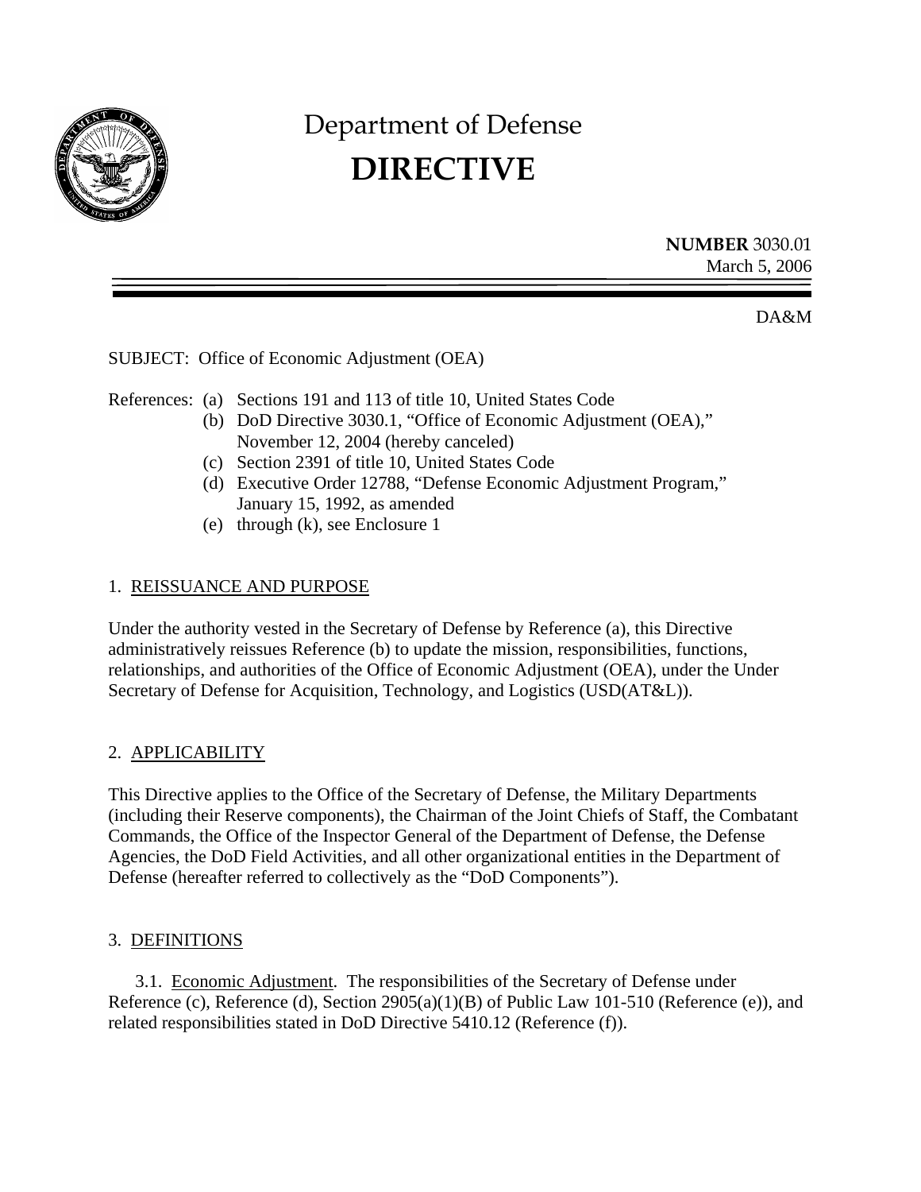# Department of Defense

# DIRECTIVE

**NUMBER** 3030.01
March 5, 2006

DA&M

SUBJECT: Office of Economic Adjustment (OEA)

References:
(a) Sections 191 and 113 of title 10, United States Code
(b) DoD Directive 3030.1, "Office of Economic Adjustment (OEA)," November 12, 2004 (hereby canceled)
(c) Section 2391 of title 10, United States Code
(d) Executive Order 12788, "Defense Economic Adjustment Program," January 15, 1992, as amended
(e) through (k), see Enclosure 1

## 1. REISSUANCE AND PURPOSE

Under the authority vested in the Secretary of Defense by Reference (a), this Directive administratively reissues Reference (b) to update the mission, responsibilities, functions, relationships, and authorities of the Office of Economic Adjustment (OEA), under the Under Secretary of Defense for Acquisition, Technology, and Logistics (USD(AT&L)).

## 2. APPLICABILITY

This Directive applies to the Office of the Secretary of Defense, the Military Departments (including their Reserve components), the Chairman of the Joint Chiefs of Staff, the Combatant Commands, the Office of the Inspector General of the Department of Defense, the Defense Agencies, the DoD Field Activities, and all other organizational entities in the Department of Defense (hereafter referred to collectively as the "DoD Components").

## 3. DEFINITIONS

3.1. Economic Adjustment. The responsibilities of the Secretary of Defense under Reference (c), Reference (d), Section 2905(a)(1)(B) of Public Law 101-510 (Reference (e)), and related responsibilities stated in DoD Directive 5410.12 (Reference (f)).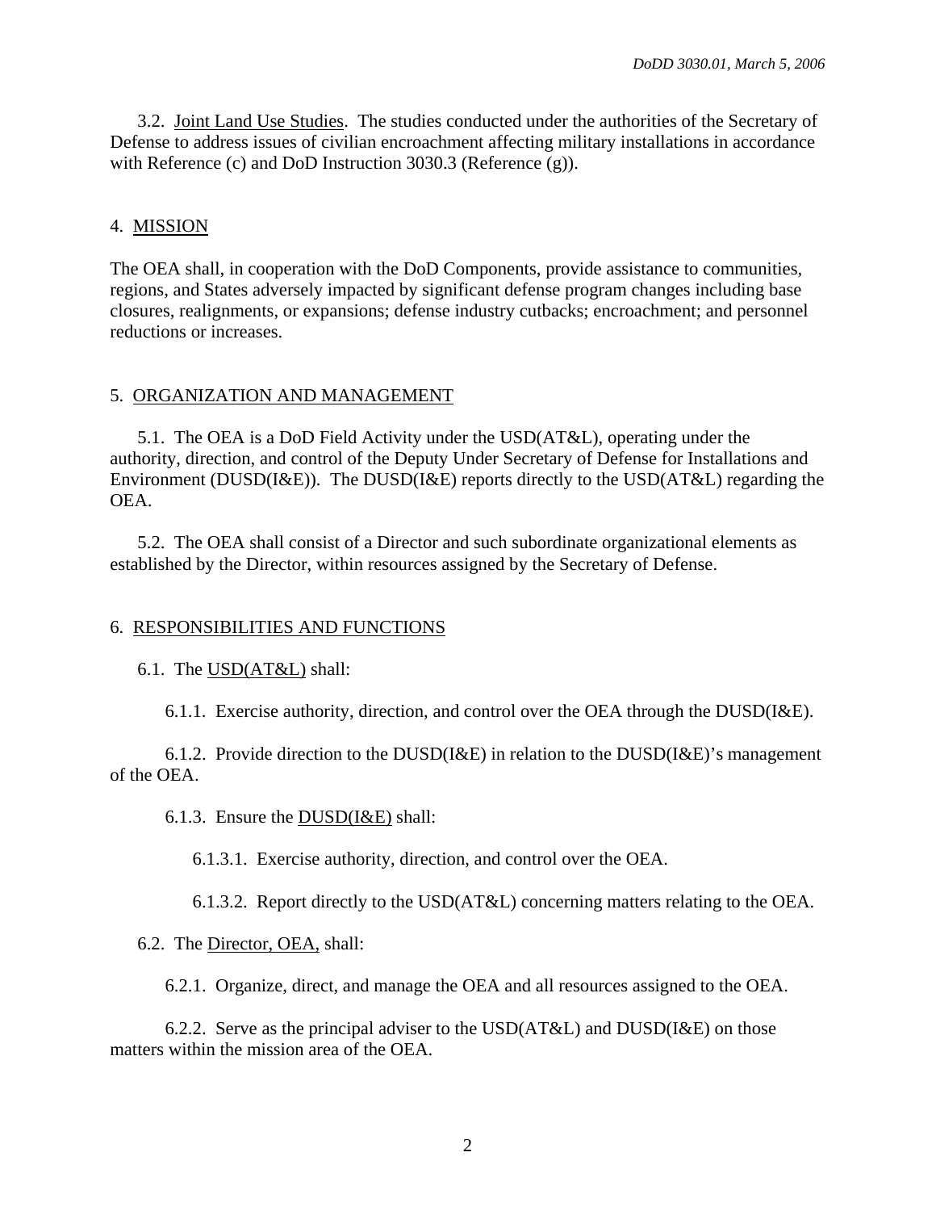3.2. Joint Land Use Studies. The studies conducted under the authorities of the Secretary of Defense to address issues of civilian encroachment affecting military installations in accordance with Reference (c) and DoD Instruction 3030.3 (Reference (g)).

## 4. MISSION

The OEA shall, in cooperation with the DoD Components, provide assistance to communities, regions, and States adversely impacted by significant defense program changes including base closures, realignments, or expansions; defense industry cutbacks; encroachment; and personnel reductions or increases.

## 5. ORGANIZATION AND MANAGEMENT

5.1. The OEA is a DoD Field Activity under the USD(AT&L), operating under the authority, direction, and control of the Deputy Under Secretary of Defense for Installations and Environment (DUSD(I&E)). The DUSD(I&E) reports directly to the USD(AT&L) regarding the OEA.

5.2. The OEA shall consist of a Director and such subordinate organizational elements as established by the Director, within resources assigned by the Secretary of Defense.

## 6. RESPONSIBILITIES AND FUNCTIONS

6.1. The USD(AT&L) shall:

6.1.1. Exercise authority, direction, and control over the OEA through the DUSD(I&E).

6.1.2. Provide direction to the DUSD(I&E) in relation to the DUSD(I&E)'s management of the OEA.

6.1.3. Ensure the DUSD(I&E) shall:

6.1.3.1. Exercise authority, direction, and control over the OEA.

6.1.3.2. Report directly to the USD(AT&L) concerning matters relating to the OEA.

6.2. The Director, OEA, shall:

6.2.1. Organize, direct, and manage the OEA and all resources assigned to the OEA.

6.2.2. Serve as the principal adviser to the USD(AT&L) and DUSD(I&E) on those matters within the mission area of the OEA.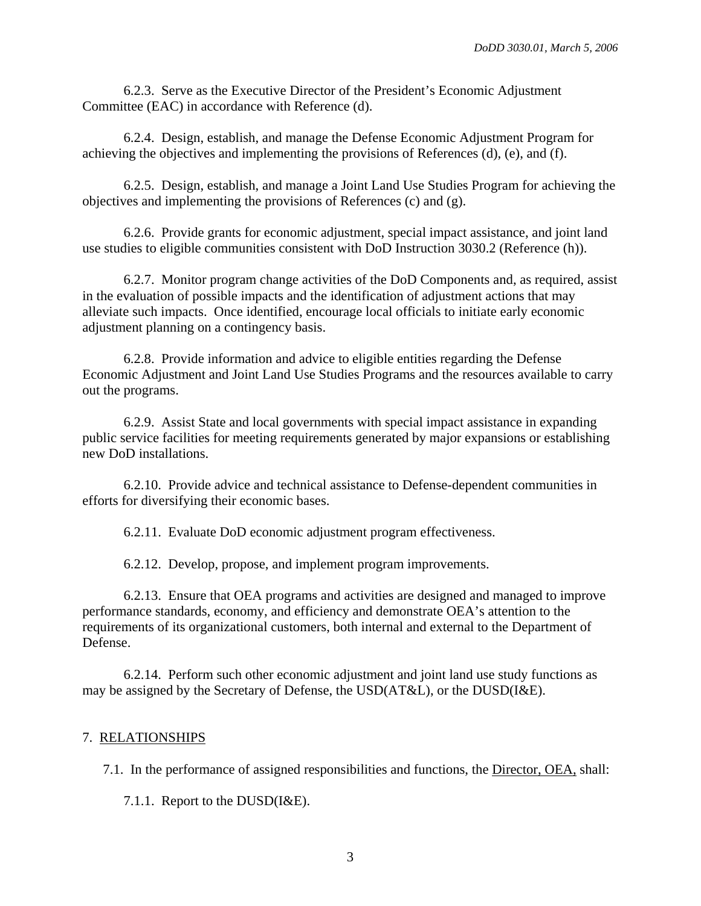6.2.3. Serve as the Executive Director of the President's Economic Adjustment Committee (EAC) in accordance with Reference (d).

6.2.4. Design, establish, and manage the Defense Economic Adjustment Program for achieving the objectives and implementing the provisions of References (d), (e), and (f).

6.2.5. Design, establish, and manage a Joint Land Use Studies Program for achieving the objectives and implementing the provisions of References (c) and (g).

6.2.6. Provide grants for economic adjustment, special impact assistance, and joint land use studies to eligible communities consistent with DoD Instruction 3030.2 (Reference (h)).

6.2.7. Monitor program change activities of the DoD Components and, as required, assist in the evaluation of possible impacts and the identification of adjustment actions that may alleviate such impacts. Once identified, encourage local officials to initiate early economic adjustment planning on a contingency basis.

6.2.8. Provide information and advice to eligible entities regarding the Defense Economic Adjustment and Joint Land Use Studies Programs and the resources available to carry out the programs.

6.2.9. Assist State and local governments with special impact assistance in expanding public service facilities for meeting requirements generated by major expansions or establishing new DoD installations.

6.2.10. Provide advice and technical assistance to Defense-dependent communities in efforts for diversifying their economic bases.

6.2.11. Evaluate DoD economic adjustment program effectiveness.

6.2.12. Develop, propose, and implement program improvements.

6.2.13. Ensure that OEA programs and activities are designed and managed to improve performance standards, economy, and efficiency and demonstrate OEA's attention to the requirements of its organizational customers, both internal and external to the Department of Defense.

6.2.14. Perform such other economic adjustment and joint land use study functions as may be assigned by the Secretary of Defense, the USD(AT&L), or the DUSD(I&E).

## 7. RELATIONSHIPS

7.1. In the performance of assigned responsibilities and functions, the Director, OEA, shall:

7.1.1. Report to the DUSD(I&E).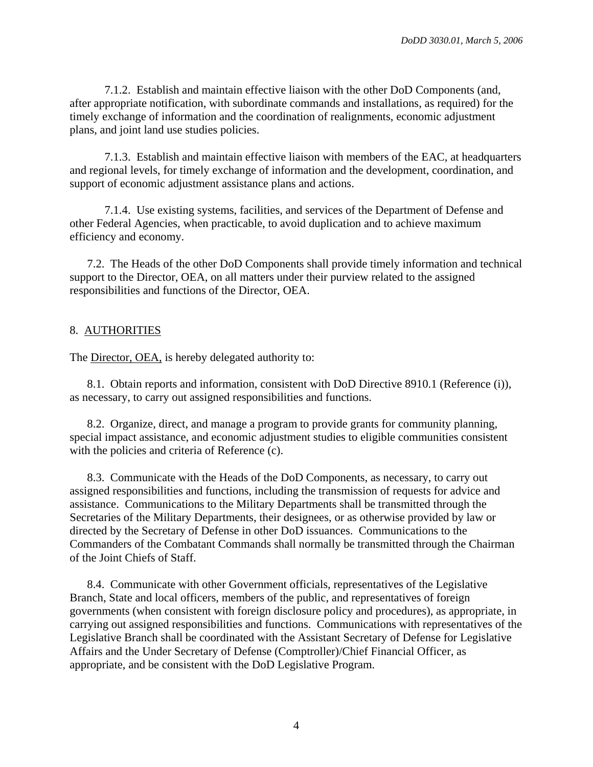7.1.2. Establish and maintain effective liaison with the other DoD Components (and, after appropriate notification, with subordinate commands and installations, as required) for the timely exchange of information and the coordination of realignments, economic adjustment plans, and joint land use studies policies.

7.1.3. Establish and maintain effective liaison with members of the EAC, at headquarters and regional levels, for timely exchange of information and the development, coordination, and support of economic adjustment assistance plans and actions.

7.1.4. Use existing systems, facilities, and services of the Department of Defense and other Federal Agencies, when practicable, to avoid duplication and to achieve maximum efficiency and economy.

7.2. The Heads of the other DoD Components shall provide timely information and technical support to the Director, OEA, on all matters under their purview related to the assigned responsibilities and functions of the Director, OEA.

## 8. AUTHORITIES

The Director, OEA, is hereby delegated authority to:

8.1. Obtain reports and information, consistent with DoD Directive 8910.1 (Reference (i)), as necessary, to carry out assigned responsibilities and functions.

8.2. Organize, direct, and manage a program to provide grants for community planning, special impact assistance, and economic adjustment studies to eligible communities consistent with the policies and criteria of Reference (c).

8.3. Communicate with the Heads of the DoD Components, as necessary, to carry out assigned responsibilities and functions, including the transmission of requests for advice and assistance. Communications to the Military Departments shall be transmitted through the Secretaries of the Military Departments, their designees, or as otherwise provided by law or directed by the Secretary of Defense in other DoD issuances. Communications to the Commanders of the Combatant Commands shall normally be transmitted through the Chairman of the Joint Chiefs of Staff.

8.4. Communicate with other Government officials, representatives of the Legislative Branch, State and local officers, members of the public, and representatives of foreign governments (when consistent with foreign disclosure policy and procedures), as appropriate, in carrying out assigned responsibilities and functions. Communications with representatives of the Legislative Branch shall be coordinated with the Assistant Secretary of Defense for Legislative Affairs and the Under Secretary of Defense (Comptroller)/Chief Financial Officer, as appropriate, and be consistent with the DoD Legislative Program.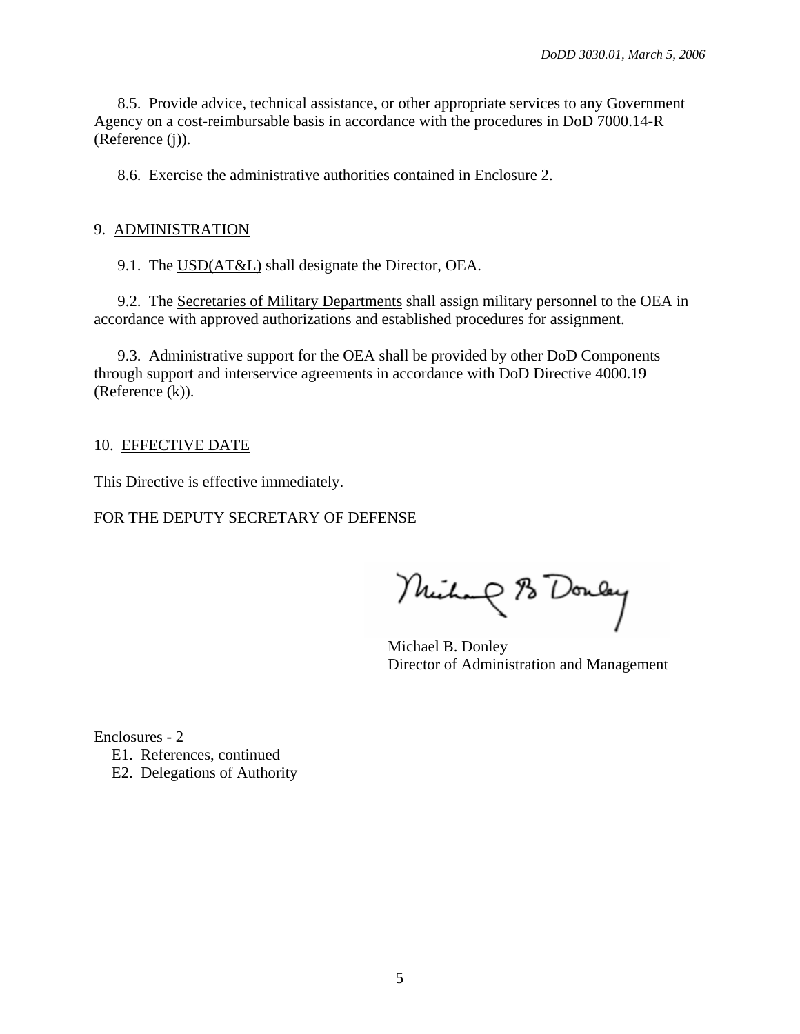8.5. Provide advice, technical assistance, or other appropriate services to any Government Agency on a cost-reimbursable basis in accordance with the procedures in DoD 7000.14-R (Reference (j)).

8.6. Exercise the administrative authorities contained in Enclosure 2.

9. ADMINISTRATION

9.1. The USD(AT&L) shall designate the Director, OEA.

9.2. The Secretaries of Military Departments shall assign military personnel to the OEA in accordance with approved authorizations and established procedures for assignment.

9.3. Administrative support for the OEA shall be provided by other DoD Components through support and interservice agreements in accordance with DoD Directive 4000.19 (Reference (k)).

10. EFFECTIVE DATE

This Directive is effective immediately.

FOR THE DEPUTY SECRETARY OF DEFENSE

Michael B. Donley
Director of Administration and Management

Enclosures - 2
E1. References, continued
E2. Delegations of Authority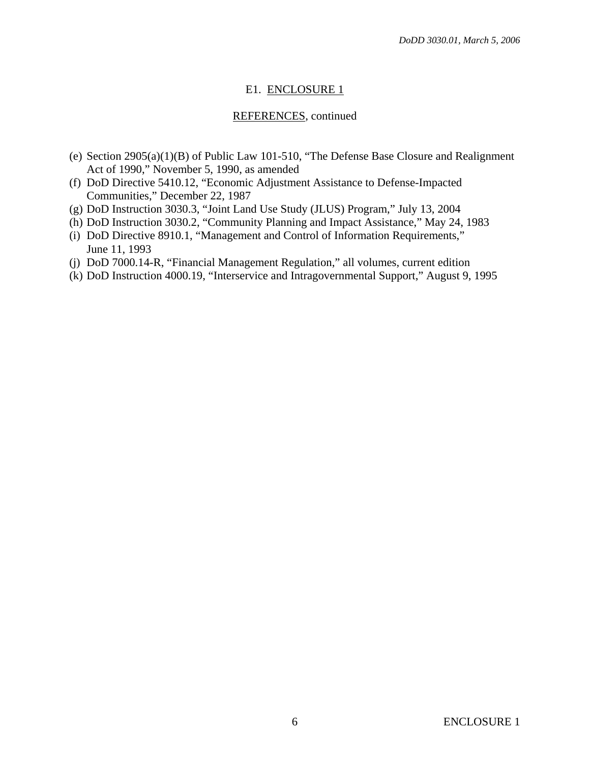## E1. ENCLOSURE 1

### REFERENCES, continued

(e) Section 2905(a)(1)(B) of Public Law 101-510, "The Defense Base Closure and Realignment Act of 1990," November 5, 1990, as amended
(f) DoD Directive 5410.12, "Economic Adjustment Assistance to Defense-Impacted Communities," December 22, 1987
(g) DoD Instruction 3030.3, "Joint Land Use Study (JLUS) Program," July 13, 2004
(h) DoD Instruction 3030.2, "Community Planning and Impact Assistance," May 24, 1983
(i) DoD Directive 8910.1, "Management and Control of Information Requirements," June 11, 1993
(j) DoD 7000.14-R, "Financial Management Regulation," all volumes, current edition
(k) DoD Instruction 4000.19, "Interservice and Intragovernmental Support," August 9, 1995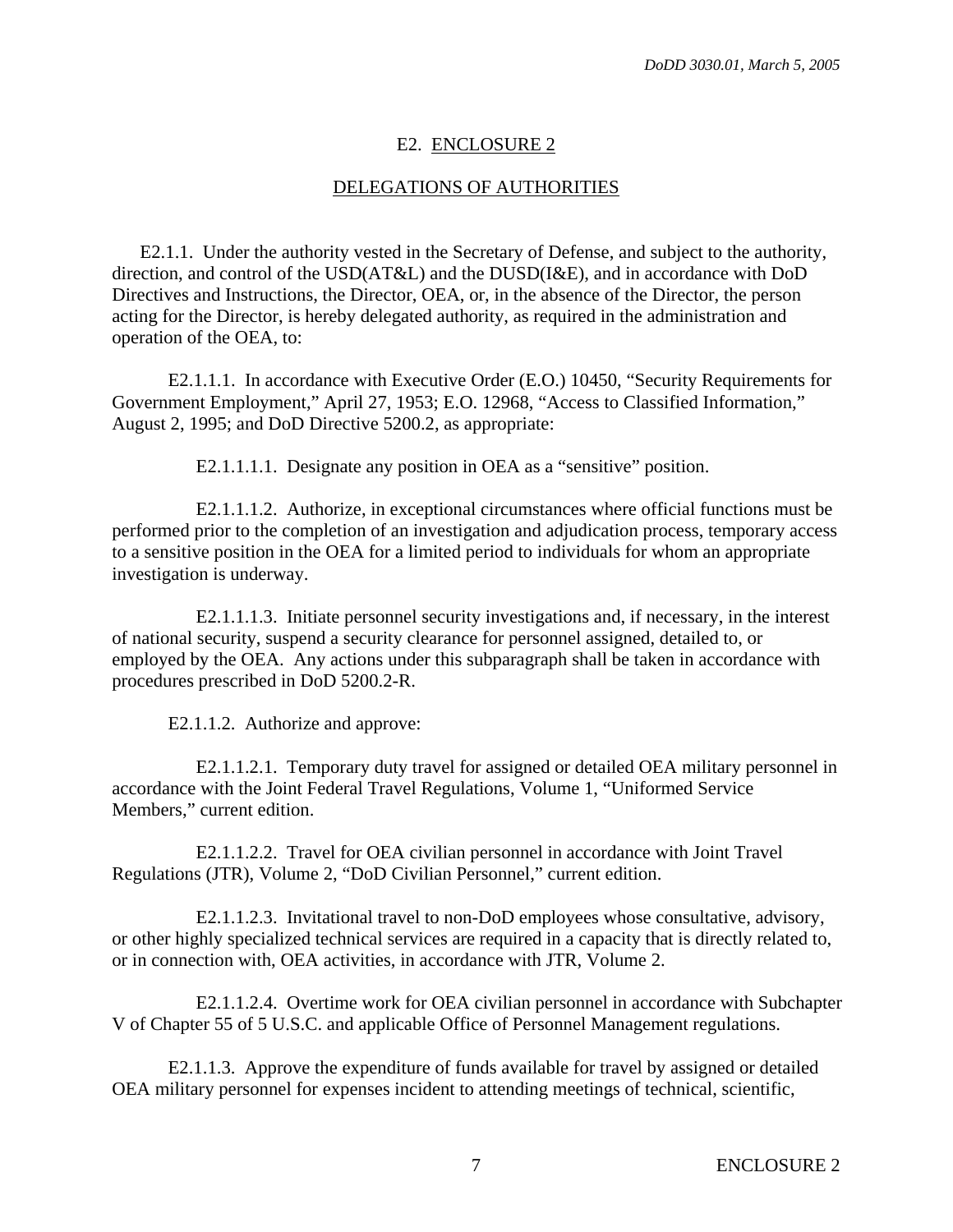## E2. ENCLOSURE 2

## DELEGATIONS OF AUTHORITIES

E2.1.1. Under the authority vested in the Secretary of Defense, and subject to the authority, direction, and control of the USD(AT&L) and the DUSD(I&E), and in accordance with DoD Directives and Instructions, the Director, OEA, or, in the absence of the Director, the person acting for the Director, is hereby delegated authority, as required in the administration and operation of the OEA, to:

E2.1.1.1. In accordance with Executive Order (E.O.) 10450, "Security Requirements for Government Employment," April 27, 1953; E.O. 12968, "Access to Classified Information," August 2, 1995; and DoD Directive 5200.2, as appropriate:

E2.1.1.1.1. Designate any position in OEA as a "sensitive" position.

E2.1.1.1.2. Authorize, in exceptional circumstances where official functions must be performed prior to the completion of an investigation and adjudication process, temporary access to a sensitive position in the OEA for a limited period to individuals for whom an appropriate investigation is underway.

E2.1.1.1.3. Initiate personnel security investigations and, if necessary, in the interest of national security, suspend a security clearance for personnel assigned, detailed to, or employed by the OEA. Any actions under this subparagraph shall be taken in accordance with procedures prescribed in DoD 5200.2-R.

E2.1.1.2. Authorize and approve:

E2.1.1.2.1. Temporary duty travel for assigned or detailed OEA military personnel in accordance with the Joint Federal Travel Regulations, Volume 1, "Uniformed Service Members," current edition.

E2.1.1.2.2. Travel for OEA civilian personnel in accordance with Joint Travel Regulations (JTR), Volume 2, "DoD Civilian Personnel," current edition.

E2.1.1.2.3. Invitational travel to non-DoD employees whose consultative, advisory, or other highly specialized technical services are required in a capacity that is directly related to, or in connection with, OEA activities, in accordance with JTR, Volume 2.

E2.1.1.2.4. Overtime work for OEA civilian personnel in accordance with Subchapter V of Chapter 55 of 5 U.S.C. and applicable Office of Personnel Management regulations.

E2.1.1.3. Approve the expenditure of funds available for travel by assigned or detailed OEA military personnel for expenses incident to attending meetings of technical, scientific,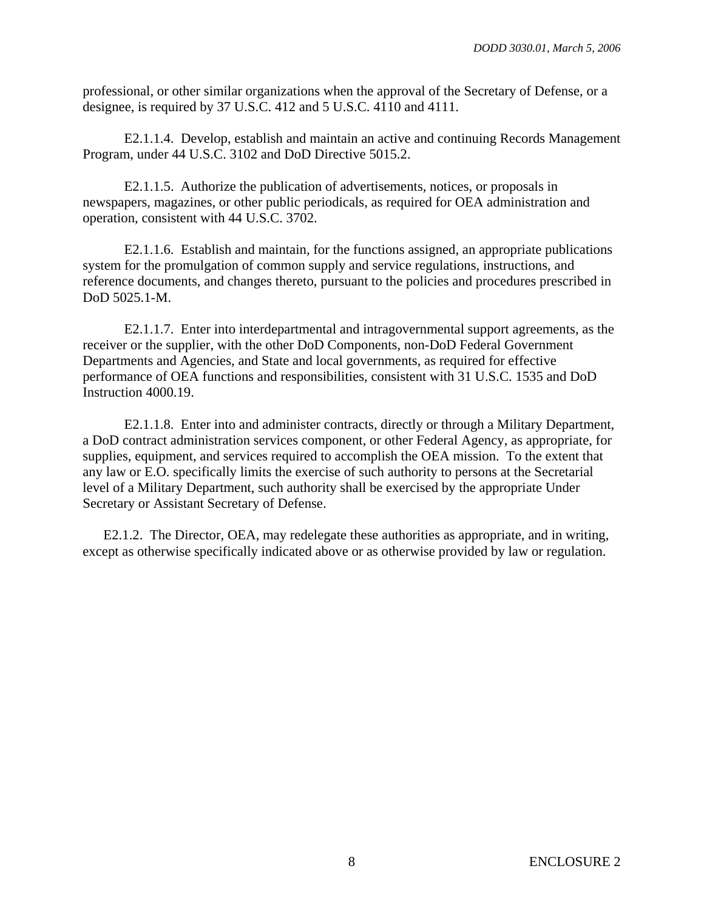professional, or other similar organizations when the approval of the Secretary of Defense, or a designee, is required by 37 U.S.C. 412 and 5 U.S.C. 4110 and 4111.

E2.1.1.4. Develop, establish and maintain an active and continuing Records Management Program, under 44 U.S.C. 3102 and DoD Directive 5015.2.

E2.1.1.5. Authorize the publication of advertisements, notices, or proposals in newspapers, magazines, or other public periodicals, as required for OEA administration and operation, consistent with 44 U.S.C. 3702.

E2.1.1.6. Establish and maintain, for the functions assigned, an appropriate publications system for the promulgation of common supply and service regulations, instructions, and reference documents, and changes thereto, pursuant to the policies and procedures prescribed in DoD 5025.1-M.

E2.1.1.7. Enter into interdepartmental and intragovernmental support agreements, as the receiver or the supplier, with the other DoD Components, non-DoD Federal Government Departments and Agencies, and State and local governments, as required for effective performance of OEA functions and responsibilities, consistent with 31 U.S.C. 1535 and DoD Instruction 4000.19.

E2.1.1.8. Enter into and administer contracts, directly or through a Military Department, a DoD contract administration services component, or other Federal Agency, as appropriate, for supplies, equipment, and services required to accomplish the OEA mission. To the extent that any law or E.O. specifically limits the exercise of such authority to persons at the Secretarial level of a Military Department, such authority shall be exercised by the appropriate Under Secretary or Assistant Secretary of Defense.

E2.1.2. The Director, OEA, may redelegate these authorities as appropriate, and in writing, except as otherwise specifically indicated above or as otherwise provided by law or regulation.